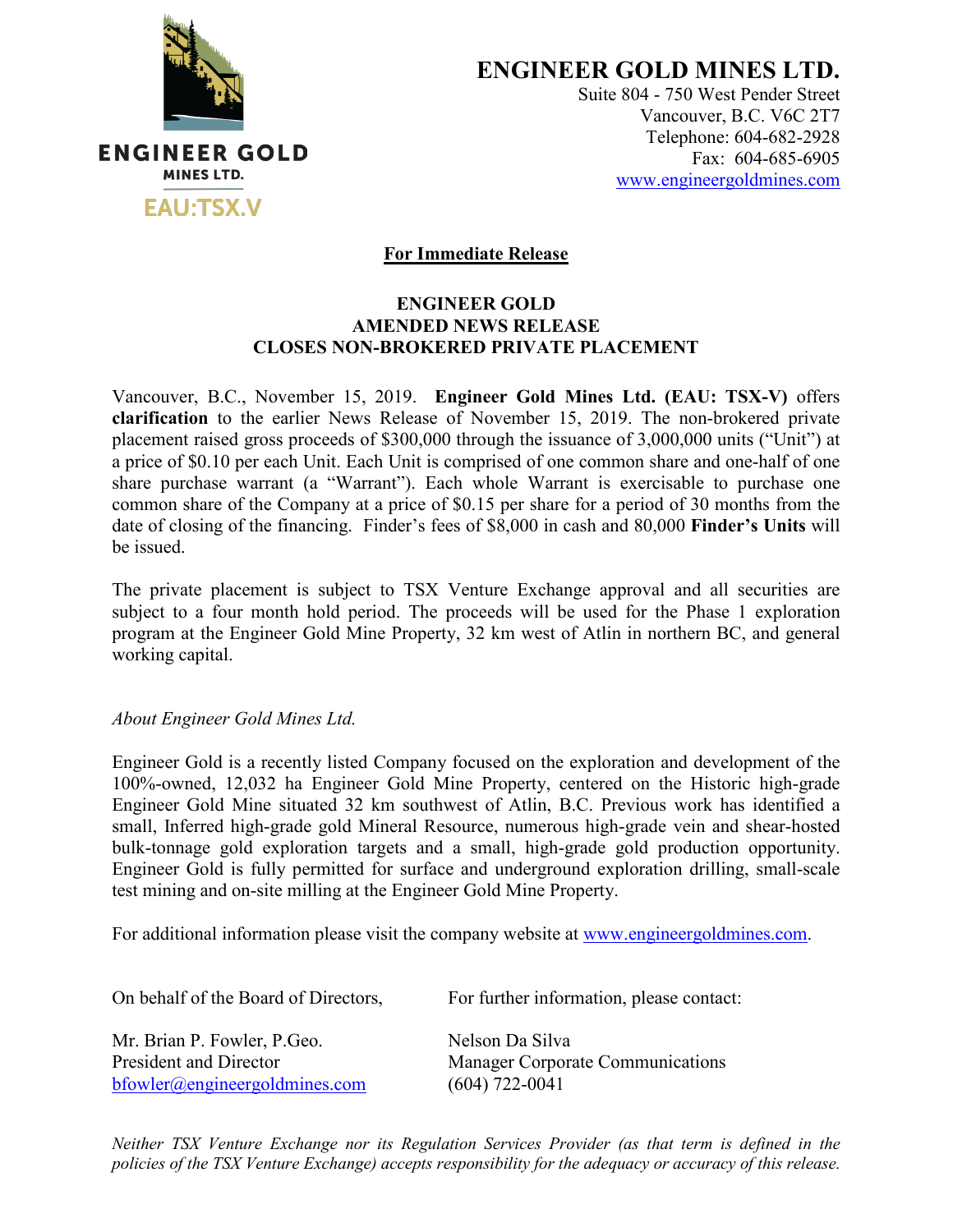ENGINEER GOLD
MINES LTD.
EAU:TSX.V

# ENGINEER GOLD MINES LTD.

Suite 804 - 750 West Pender Street
Vancouver, B.C. V6C 2T7
Telephone: 604-682-2928
Fax: 604-685-6905
www.engineergoldmines.com

**For Immediate Release**

## ENGINEER GOLD
## AMENDED NEWS RELEASE
## CLOSES NON-BROKERED PRIVATE PLACEMENT

Vancouver, B.C., November 15, 2019. **Engineer Gold Mines Ltd. (EAU: TSX-V)** offers **clarification** to the earlier News Release of November 15, 2019. The non-brokered private placement raised gross proceeds of $300,000 through the issuance of 3,000,000 units ("Unit") at a price of $0.10 per each Unit. Each Unit is comprised of one common share and one-half of one share purchase warrant (a "Warrant"). Each whole Warrant is exercisable to purchase one common share of the Company at a price of $0.15 per share for a period of 30 months from the date of closing of the financing. Finder's fees of $8,000 in cash and 80,000 **Finder's Units** will be issued.

The private placement is subject to TSX Venture Exchange approval and all securities are subject to a four month hold period. The proceeds will be used for the Phase 1 exploration program at the Engineer Gold Mine Property, 32 km west of Atlin in northern BC, and general working capital.

*About Engineer Gold Mines Ltd.*

Engineer Gold is a recently listed Company focused on the exploration and development of the 100%-owned, 12,032 ha Engineer Gold Mine Property, centered on the Historic high-grade Engineer Gold Mine situated 32 km southwest of Atlin, B.C. Previous work has identified a small, Inferred high-grade gold Mineral Resource, numerous high-grade vein and shear-hosted bulk-tonnage gold exploration targets and a small, high-grade gold production opportunity. Engineer Gold is fully permitted for surface and underground exploration drilling, small-scale test mining and on-site milling at the Engineer Gold Mine Property.

For additional information please visit the company website at www.engineergoldmines.com.

On behalf of the Board of Directors,

Mr. Brian P. Fowler, P.Geo.
President and Director
bfowler@engineergoldmines.com

For further information, please contact:

Nelson Da Silva
Manager Corporate Communications
(604) 722-0041

*Neither TSX Venture Exchange nor its Regulation Services Provider (as that term is defined in the policies of the TSX Venture Exchange) accepts responsibility for the adequacy or accuracy of this release.*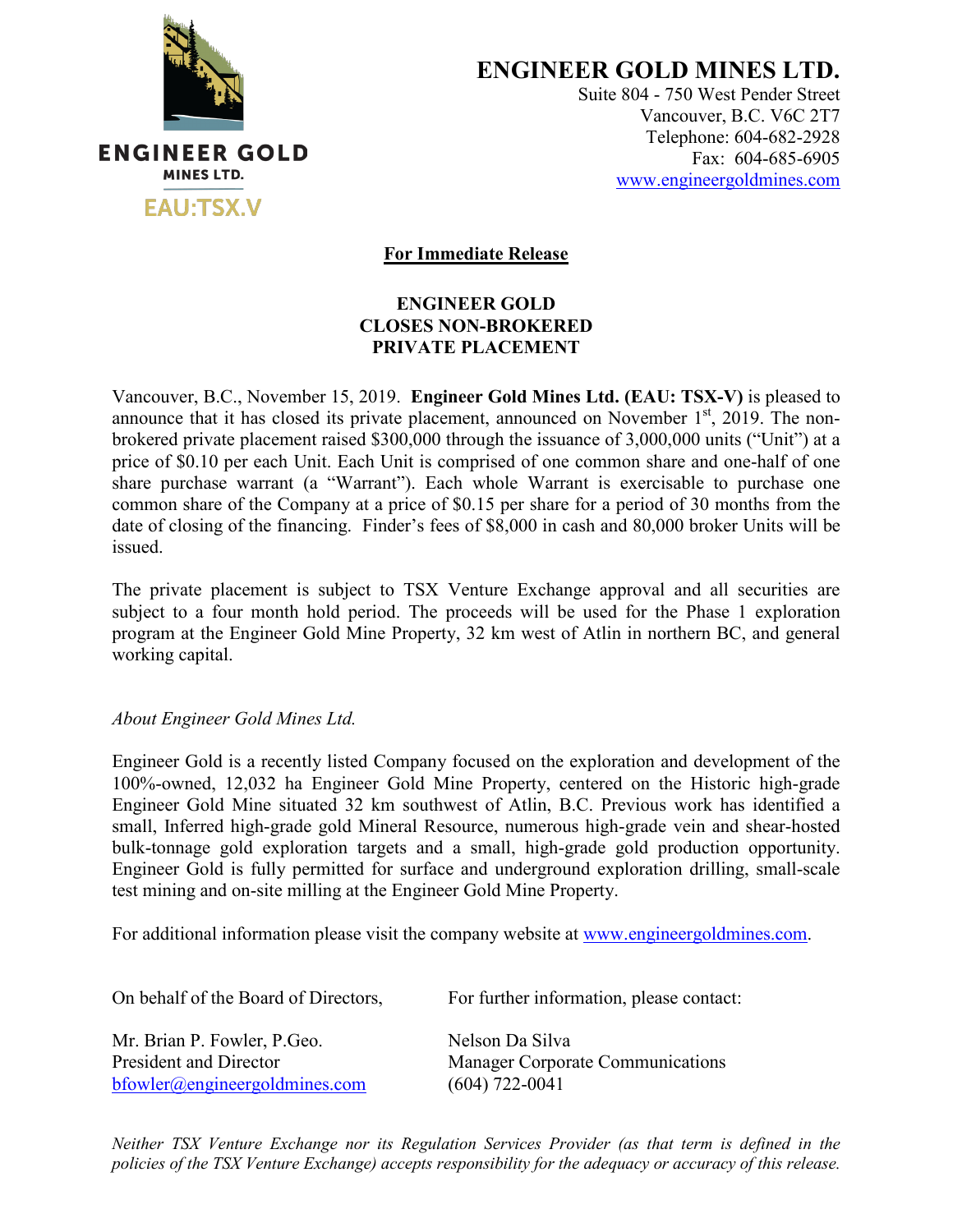ENGINEER GOLD MINES LTD.

EAU:TSX.V

# ENGINEER GOLD MINES LTD.

Suite 804 - 750 West Pender Street
Vancouver, B.C. V6C 2T7
Telephone: 604-682-2928
Fax: 604-685-6905
www.engineergoldmines.com

**For Immediate Release**

## ENGINEER GOLD CLOSES NON-BROKERED PRIVATE PLACEMENT

Vancouver, B.C., November 15, 2019. **Engineer Gold Mines Ltd. (EAU: TSX-V)** is pleased to announce that it has closed its private placement, announced on November 1st, 2019. The non-brokered private placement raised $300,000 through the issuance of 3,000,000 units ("Unit") at a price of $0.10 per each Unit. Each Unit is comprised of one common share and one-half of one share purchase warrant (a "Warrant"). Each whole Warrant is exercisable to purchase one common share of the Company at a price of $0.15 per share for a period of 30 months from the date of closing of the financing. Finder's fees of $8,000 in cash and 80,000 broker Units will be issued.

The private placement is subject to TSX Venture Exchange approval and all securities are subject to a four month hold period. The proceeds will be used for the Phase 1 exploration program at the Engineer Gold Mine Property, 32 km west of Atlin in northern BC, and general working capital.

*About Engineer Gold Mines Ltd.*

Engineer Gold is a recently listed Company focused on the exploration and development of the 100%-owned, 12,032 ha Engineer Gold Mine Property, centered on the Historic high-grade Engineer Gold Mine situated 32 km southwest of Atlin, B.C. Previous work has identified a small, Inferred high-grade gold Mineral Resource, numerous high-grade vein and shear-hosted bulk-tonnage gold exploration targets and a small, high-grade gold production opportunity. Engineer Gold is fully permitted for surface and underground exploration drilling, small-scale test mining and on-site milling at the Engineer Gold Mine Property.

For additional information please visit the company website at www.engineergoldmines.com.

On behalf of the Board of Directors,

Mr. Brian P. Fowler, P.Geo.
President and Director
bfowler@engineergoldmines.com

For further information, please contact:

Nelson Da Silva
Manager Corporate Communications
(604) 722-0041

*Neither TSX Venture Exchange nor its Regulation Services Provider (as that term is defined in the policies of the TSX Venture Exchange) accepts responsibility for the adequacy or accuracy of this release.*